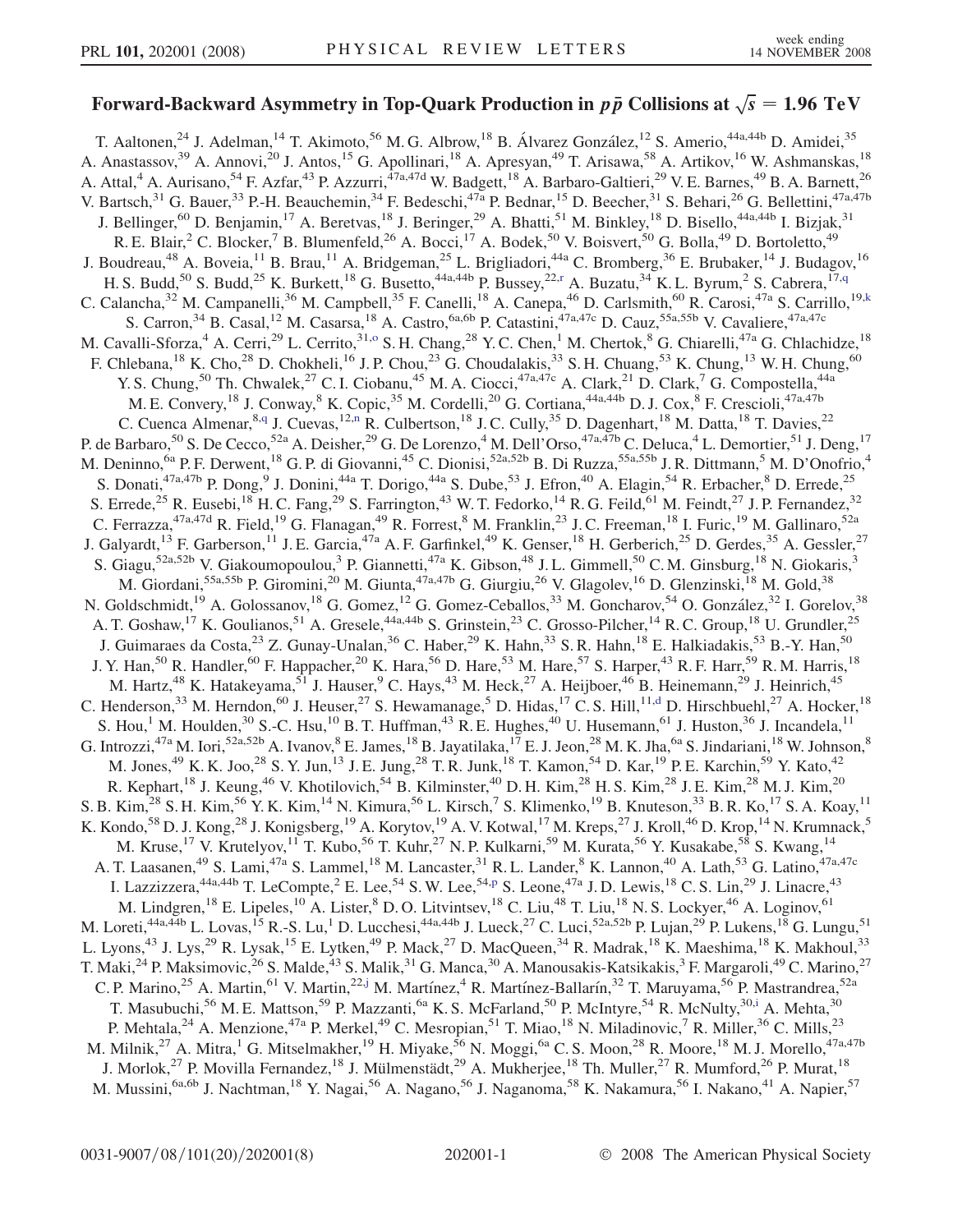# Forward-Backward Asymmetry in Top-Quark Production in $p\bar{p}$ Collisions at $\sqrt{s} = 1.96$ TeV

T. Aaltonen,[24] J. Adelman,[14] T. Akimoto,[56] M. G. Albrow,[18] B. Álvarez González,[12] S. Amerio,[44a,44b] D. Amidei,[35] A. Anastassov,[39] A. Annovi,[20] J. Antos,[15] G. Apollinari,[18] A. Apresyan,[49] T. Arisawa,[58] A. Artikov,[16] W. Ashmanskas,[18] A. Attal,[4] A. Aurisano,[54] F. Azfar,[43] P. Azzurri,[47a,47d] W. Badgett,[18] A. Barbaro-Galtieri,[29] V. E. Barnes,[49] B. A. Barnett,[26] V. Bartsch,[31] G. Bauer,[33] P.-H. Beauchemin,[34] F. Bedeschi,[47a] P. Bednar,[15] D. Beecher,[31] S. Behari,[26] G. Bellettini,[47a,47b] J. Bellinger,[60] D. Benjamin,[17] A. Beretvas,[18] J. Beringer,[29] A. Bhatti,[51] M. Binkley,[18] D. Bisello,[44a,44b] I. Bizjak,[31] R. E. Blair,[2] C. Blocker,[7] B. Blumenfeld,[26] A. Bocci,[17] A. Bodek,[50] V. Boisvert,[50] G. Bolla,[49] D. Bortoletto,[49] J. Boudreau,[48] A. Boveia,[11] B. Brau,[11] A. Bridgeman,[25] L. Brigliadori,[44a] C. Bromberg,[36] E. Brubaker,[14] J. Budagov,[16] H. S. Budd,[50] S. Budd,[25] K. Burkett,[18] G. Busetto,[44a,44b] P. Bussey,[22,r] A. Buzatu,[34] K. L. Byrum,[2] S. Cabrera,[17,q] C. Calancha,[32] M. Campanelli,[36] M. Campbell,[35] F. Canelli,[18] A. Canepa,[46] D. Carlsmith,[60] R. Carosi,[47a] S. Carrillo,[19,k] S. Carron,[34] B. Casal,[12] M. Casarsa,[18] A. Castro,[6a,6b] P. Catastini,[47a,47c] D. Cauz,[55a,55b] V. Cavaliere,[47a,47c] M. Cavalli-Sforza,[4] A. Cerri,[29] L. Cerrito,[31,o] S. H. Chang,[28] Y. C. Chen,[1] M. Chertok,[8] G. Chiarelli,[47a] G. Chlachidze,[18] F. Chlebana,[18] K. Cho,[28] D. Chokheli,[16] J. P. Chou,[23] G. Choudalakis,[33] S. H. Chuang,[53] K. Chung,[13] W. H. Chung,[60] Y. S. Chung,[50] Th. Chwalek,[27] C. I. Ciobanu,[45] M. A. Ciocci,[47a,47c] A. Clark,[21] D. Clark,[7] G. Compostella,[44a] M. E. Convery,[18] J. Conway,[8] K. Copic,[35] M. Cordelli,[20] G. Cortiana,[44a,44b] D. J. Cox,[8] F. Crescioli,[47a,47b] C. Cuenca Almenar,[8,q] J. Cuevas,[12,n] R. Culbertson,[18] J. C. Cully,[35] D. Dagenhart,[18] M. Datta,[18] T. Davies,[22] P. de Barbaro,[50] S. De Cecco,[52a] A. Deisher,[29] G. De Lorenzo,[4] M. Dell'Orso,[47a,47b] C. Deluca,[4] L. Demortier,[51] J. Deng,[17] M. Deninno,[6a] P. F. Derwent,[18] G. P. di Giovanni,[45] C. Dionisi,[52a,52b] B. Di Ruzza,[55a,55b] J. R. Dittmann,[5] M. D'Onofrio,[4] S. Donati,[47a,47b] P. Dong,[9] J. Donini,[44a] T. Dorigo,[44a] S. Dube,[53] J. Efron,[40] A. Elagin,[54] R. Erbacher,[8] D. Errede,[25] S. Errede,[25] R. Eusebi,[18] H. C. Fang,[29] S. Farrington,[43] W. T. Fedorko,[14] R. G. Feild,[61] M. Feindt,[27] J. P. Fernandez,[32] C. Ferrazza,[47a,47d] R. Field,[19] G. Flanagan,[49] R. Forrest,[8] M. Franklin,[23] J. C. Freeman,[18] I. Furic,[19] M. Gallinaro,[52a] J. Galyardt,[13] F. Garberson,[11] J. E. Garcia,[47a] A. F. Garfinkel,[49] K. Genser,[18] H. Gerberich,[25] D. Gerdes,[35] A. Gessler,[27] S. Giagu,[52a,52b] V. Giakoumopoulou,[3] P. Giannetti,[47a] K. Gibson,[48] J. L. Gimmell,[50] C. M. Ginsburg,[18] N. Giokaris,[3] M. Giordani,[55a,55b] P. Giromini,[20] M. Giunta,[47a,47b] G. Giurgiu,[26] V. Glagolev,[16] D. Glenzinski,[18] M. Gold,[38] N. Goldschmidt,[19] A. Golossanov,[18] G. Gomez,[12] G. Gomez-Ceballos,[33] M. Goncharov,[54] O. González,[32] I. Gorelov,[38] A. T. Goshaw,[17] K. Goulianos,[51] A. Gresele,[44a,44b] S. Grinstein,[23] C. Grosso-Pilcher,[14] R. C. Group,[18] U. Grundler,[25] J. Guimaraes da Costa,[23] Z. Gunay-Unalan,[36] C. Haber,[29] K. Hahn,[33] S. R. Hahn,[18] E. Halkiadakis,[53] B.-Y. Han,[50] J. Y. Han,[50] R. Handler,[60] F. Happacher,[20] K. Hara,[56] D. Hare,[53] M. Hare,[57] S. Harper,[43] R. F. Harr,[59] R. M. Harris,[18] M. Hartz,[48] K. Hatakeyama,[51] J. Hauser,[9] C. Hays,[43] M. Heck,[27] A. Heijboer,[46] B. Heinemann,[29] J. Heinrich,[45] C. Henderson,[33] M. Herndon,[60] J. Heuser,[27] S. Hewamanage,[5] D. Hidas,[17] C. S. Hill,[11,d] D. Hirschbuehl,[27] A. Hocker,[18] S. Hou,[1] M. Houlden,[30] S.-C. Hsu,[10] B. T. Huffman,[43] R. E. Hughes,[40] U. Husemann,[61] J. Huston,[36] J. Incandela,[11] G. Introzzi,[47a] M. Iori,[52a,52b] A. Ivanov,[8] E. James,[18] B. Jayatilaka,[17] E. J. Jeon,[28] M. K. Jha,[6a] S. Jindariani,[18] W. Johnson,[8] M. Jones,[49] K. K. Joo,[28] S. Y. Jun,[13] J. E. Jung,[28] T. R. Junk,[18] T. Kamon,[54] D. Kar,[19] P. E. Karchin,[59] Y. Kato,[42] R. Kephart,[18] J. Keung,[46] V. Khotilovich,[54] B. Kilminster,[40] D. H. Kim,[28] H. S. Kim,[28] J. E. Kim,[28] M. J. Kim,[20] S. B. Kim,[28] S. H. Kim,[56] Y. K. Kim,[14] N. Kimura,[56] L. Kirsch,[7] S. Klimenko,[19] B. Knuteson,[33] B. R. Ko,[17] S. A. Koay,[11] K. Kondo,[58] D. J. Kong,[28] J. Konigsberg,[19] A. Korytov,[19] A. V. Kotwal,[17] M. Kreps,[27] J. Kroll,[46] D. Krop,[14] N. Krumnack,[5] M. Kruse,[17] V. Krutelyov,[11] T. Kubo,[56] T. Kuhr,[27] N. P. Kulkarni,[59] M. Kurata,[56] Y. Kusakabe,[58] S. Kwang,[14] A. T. Laasanen,[49] S. Lami,[47a] S. Lammel,[18] M. Lancaster,[31] R. L. Lander,[8] K. Lannon,[40] A. Lath,[53] G. Latino,[47a,47c] I. Lazzizzera,[44a,44b] T. LeCompte,[2] E. Lee,[54] S. W. Lee,[54,p] S. Leone,[47a] J. D. Lewis,[18] C. S. Lin,[29] J. Linacre,[43] M. Lindgren,[18] E. Lipeles,[10] A. Lister,[8] D. O. Litvintsev,[18] C. Liu,[48] T. Liu,[18] N. S. Lockyer,[46] A. Loginov,[61] M. Loreti,[44a,44b] L. Lovas,[15] R.-S. Lu,[1] D. Lucchesi,[44a,44b] J. Lueck,[27] C. Luci,[52a,52b] P. Lujan,[29] P. Lukens,[18] G. Lungu,[51] L. Lyons,[43] J. Lys,[29] R. Lysak,[15] E. Lytken,[49] P. Mack,[27] D. MacQueen,[34] R. Madrak,[18] K. Maeshima,[18] K. Makhoul,[33] T. Maki,[24] P. Maksimovic,[26] S. Malde,[43] S. Malik,[31] G. Manca,[30] A. Manousakis-Katsikakis,[3] F. Margaroli,[49] C. Marino,[27] C. P. Marino,[25] A. Martin,[61] V. Martin,[22,j] M. Martínez,[4] R. Martínez-Ballarín,[32] T. Maruyama,[56] P. Mastrandrea,[52a] T. Masubuchi,[56] M. E. Mattson,[59] P. Mazzanti,[6a] K. S. McFarland,[50] P. McIntyre,[54] R. McNulty,[30,i] A. Mehta,[30] P. Mehtala,[24] A. Menzione,[47a] P. Merkel,[49] C. Mesropian,[51] T. Miao,[18] N. Miladinovic,[7] R. Miller,[36] C. Mills,[23] M. Milnik,[27] A. Mitra,[1] G. Mitselmakher,[19] H. Miyake,[56] N. Moggi,[6a] C. S. Moon,[28] R. Moore,[18] M. J. Morello,[47a,47b] J. Morlok,[27] P. Movilla Fernandez,[18] J. Mülmenstädt,[29] A. Mukherjee,[18] Th. Muller,[27] R. Mumford,[26] P. Murat,[18] M. Mussini,[6a,6b] J. Nachtman,[18] Y. Nagai,[56] A. Nagano,[56] J. Naganoma,[58] K. Nakamura,[56] I. Nakano,[41] A. Napier,[57]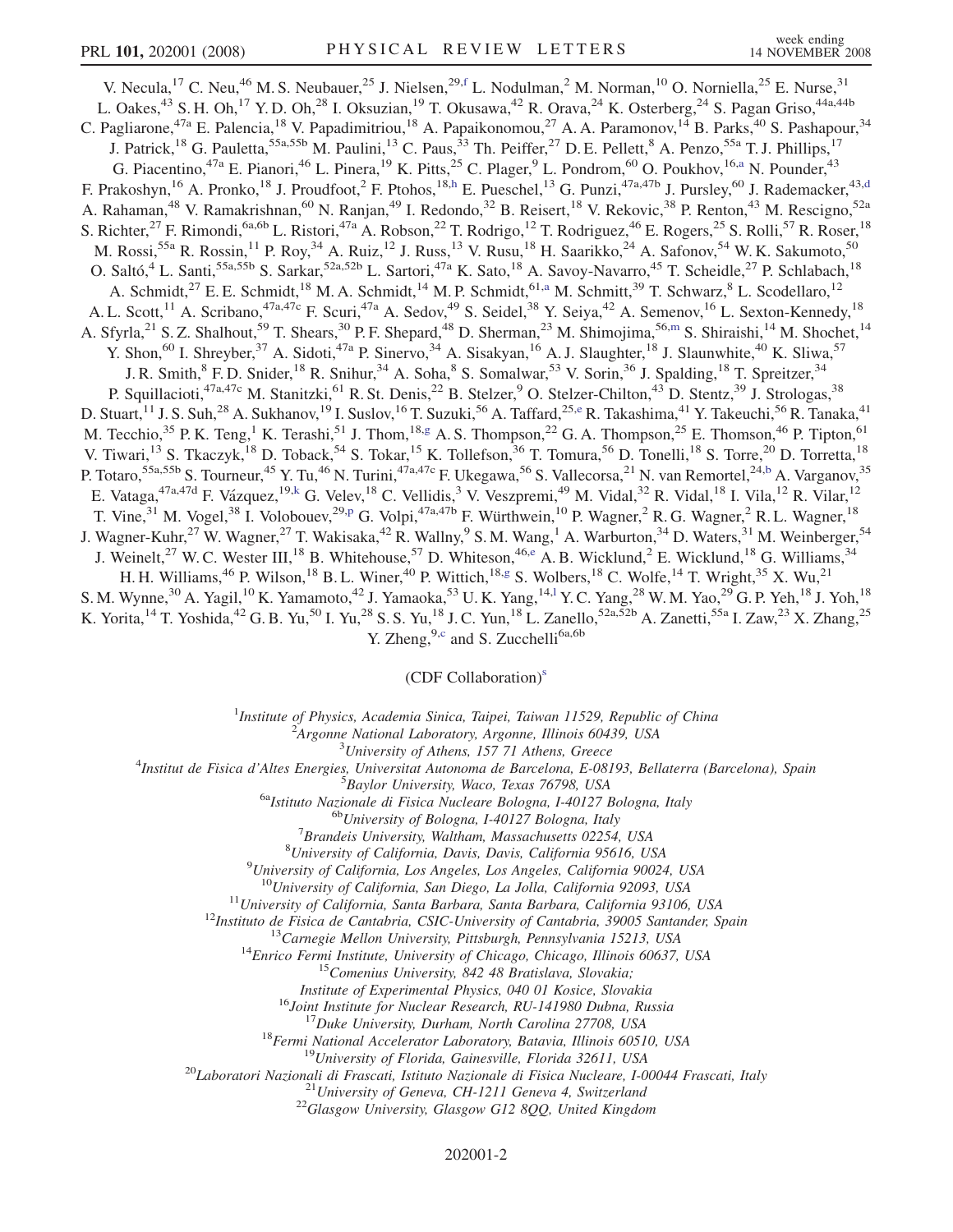V. Necula,[17] C. Neu,[46] M. S. Neubauer,[25] J. Nielsen,[29,f] L. Nodulman,[2] M. Norman,[10] O. Norniella,[25] E. Nurse,[31] L. Oakes,[43] S. H. Oh,[17] Y. D. Oh,[28] I. Oksuzian,[19] T. Okusawa,[42] R. Orava,[24] K. Osterberg,[24] S. Pagan Griso,[44a,44b] C. Pagliarone,[47a] E. Palencia,[18] V. Papadimitriou,[18] A. Papaikonomou,[27] A. A. Paramonov,[14] B. Parks,[40] S. Pashapour,[34] J. Patrick,[18] G. Pauletta,[55a,55b] M. Paulini,[13] C. Paus,[33] Th. Peiffer,[27] D. E. Pellett,[8] A. Penzo,[55a] T. J. Phillips,[17] G. Piacentino,[47a] E. Pianori,[46] L. Pinera,[19] K. Pitts,[25] C. Plager,[9] L. Pondrom,[60] O. Poukhov,[16,a] N. Pounder,[43] F. Prakoshyn,[16] A. Pronko,[18] J. Proudfoot,[2] F. Ptohos,[18,h] E. Pueschel,[13] G. Punzi,[47a,47b] J. Pursley,[60] J. Rademacker,[43,d] A. Rahaman,[48] V. Ramakrishnan,[60] N. Ranjan,[49] I. Redondo,[32] B. Reisert,[18] V. Rekovic,[38] P. Renton,[43] M. Rescigno,[52a] S. Richter,[27] F. Rimondi,[6a,6b] L. Ristori,[47a] A. Robson,[22] T. Rodrigo,[12] T. Rodriguez,[46] E. Rogers,[25] S. Rolli,[57] R. Roser,[18] M. Rossi,[55a] R. Rossin,[11] P. Roy,[34] A. Ruiz,[12] J. Russ,[13] V. Rusu,[18] H. Saarikko,[24] A. Safonov,[54] W. K. Sakumoto,[50] O. Saltó,[4] L. Santi,[55a,55b] S. Sarkar,[52a,52b] L. Sartori,[47a] K. Sato,[18] A. Savoy-Navarro,[45] T. Scheidle,[27] P. Schlabach,[18] A. Schmidt,[27] E. E. Schmidt,[18] M. A. Schmidt,[14] M. P. Schmidt,[61,a] M. Schmitt,[39] T. Schwarz,[8] L. Scodellaro,[12] A. L. Scott,[11] A. Scribano,[47a,47c] F. Scuri,[47a] A. Sedov,[49] S. Seidel,[38] Y. Seiya,[42] A. Semenov,[16] L. Sexton-Kennedy,[18] A. Sfyrla,[21] S. Z. Shalhout,[59] T. Shears,[30] P. F. Shepard,[48] D. Sherman,[23] M. Shimojima,[56,m] S. Shiraishi,[14] M. Shochet,[14] Y. Shon,[60] I. Shreyber,[37] A. Sidoti,[47a] P. Sinervo,[34] A. Sisakyan,[16] A. J. Slaughter,[18] J. Slaunwhite,[40] K. Sliwa,[57] J. R. Smith,[8] F. D. Snider,[18] R. Snihur,[34] A. Soha,[8] S. Somalwar,[53] V. Sorin,[36] J. Spalding,[18] T. Spreitzer,[34] P. Squillacioti,[47a,47c] M. Stanitzki,[61] R. St. Denis,[22] B. Stelzer,[9] O. Stelzer-Chilton,[43] D. Stentz,[39] J. Strologas,[38] D. Stuart,[11] J. S. Suh,[28] A. Sukhanov,[19] I. Suslov,[16] T. Suzuki,[56] A. Taffard,[25,e] R. Takashima,[41] Y. Takeuchi,[56] R. Tanaka,[41] M. Tecchio,[35] P. K. Teng,[1] K. Terashi,[51] J. Thom,[18,g] A. S. Thompson,[22] G. A. Thompson,[25] E. Thomson,[46] P. Tipton,[61] V. Tiwari,[13] S. Tkaczyk,[18] D. Toback,[54] S. Tokar,[15] K. Tollefson,[36] T. Tomura,[56] D. Tonelli,[18] S. Torre,[20] D. Torretta,[18] P. Totaro,[55a,55b] S. Tourneur,[45] Y. Tu,[46] N. Turini,[47a,47c] F. Ukegawa,[56] S. Vallecorsa,[21] N. van Remortel,[24,b] A. Varganov,[35] E. Vataga,[47a,47d] F. Vázquez,[19,k] G. Velev,[18] C. Vellidis,[3] V. Veszpremi,[49] M. Vidal,[32] R. Vidal,[18] I. Vila,[12] R. Vilar,[12] T. Vine,[31] M. Vogel,[38] I. Volobouev,[29,p] G. Volpi,[47a,47b] F. Würthwein,[10] P. Wagner,[2] R. G. Wagner,[2] R. L. Wagner,[18] J. Wagner-Kuhr,[27] W. Wagner,[27] T. Wakisaka,[42] R. Wallny,[9] S. M. Wang,[1] A. Warburton,[34] D. Waters,[31] M. Weinberger,[54] J. Weinelt,[27] W. C. Wester III,[18] B. Whitehouse,[57] D. Whiteson,[46,e] A. B. Wicklund,[2] E. Wicklund,[18] G. Williams,[34] H. H. Williams,[46] P. Wilson,[18] B. L. Winer,[40] P. Wittich,[18,g] S. Wolbers,[18] C. Wolfe,[14] T. Wright,[35] X. Wu,[21] S. M. Wynne,[30] A. Yagil,[10] K. Yamamoto,[42] J. Yamaoka,[53] U. K. Yang,[14,l] Y. C. Yang,[28] W. M. Yao,[29] G. P. Yeh,[18] J. Yoh,[18] K. Yorita,[14] T. Yoshida,[42] G. B. Yu,[50] I. Yu,[28] S. S. Yu,[18] J. C. Yun,[18] L. Zanello,[52a,52b] A. Zanetti,[55a] I. Zaw,[23] X. Zhang,[25] Y. Zheng,[9,c] and S. Zucchelli[6a,6b]

(CDF Collaboration)[s]

[1]*Institute of Physics, Academia Sinica, Taipei, Taiwan 11529, Republic of China*
[2]*Argonne National Laboratory, Argonne, Illinois 60439, USA*
[3]*University of Athens, 157 71 Athens, Greece*
[4]*Institut de Fisica d'Altes Energies, Universitat Autonoma de Barcelona, E-08193, Bellaterra (Barcelona), Spain*
[5]*Baylor University, Waco, Texas 76798, USA*
[6a]*Istituto Nazionale di Fisica Nucleare Bologna, I-40127 Bologna, Italy*
[6b]*University of Bologna, I-40127 Bologna, Italy*
[7]*Brandeis University, Waltham, Massachusetts 02254, USA*
[8]*University of California, Davis, Davis, California 95616, USA*
[9]*University of California, Los Angeles, Los Angeles, California 90024, USA*
[10]*University of California, San Diego, La Jolla, California 92093, USA*
[11]*University of California, Santa Barbara, Santa Barbara, California 93106, USA*
[12]*Instituto de Fisica de Cantabria, CSIC-University of Cantabria, 39005 Santander, Spain*
[13]*Carnegie Mellon University, Pittsburgh, Pennsylvania 15213, USA*
[14]*Enrico Fermi Institute, University of Chicago, Chicago, Illinois 60637, USA*
[15]*Comenius University, 842 48 Bratislava, Slovakia; Institute of Experimental Physics, 040 01 Kosice, Slovakia*
[16]*Joint Institute for Nuclear Research, RU-141980 Dubna, Russia*
[17]*Duke University, Durham, North Carolina 27708, USA*
[18]*Fermi National Accelerator Laboratory, Batavia, Illinois 60510, USA*
[19]*University of Florida, Gainesville, Florida 32611, USA*
[20]*Laboratori Nazionali di Frascati, Istituto Nazionale di Fisica Nucleare, I-00044 Frascati, Italy*
[21]*University of Geneva, CH-1211 Geneva 4, Switzerland*
[22]*Glasgow University, Glasgow G12 8QQ, United Kingdom*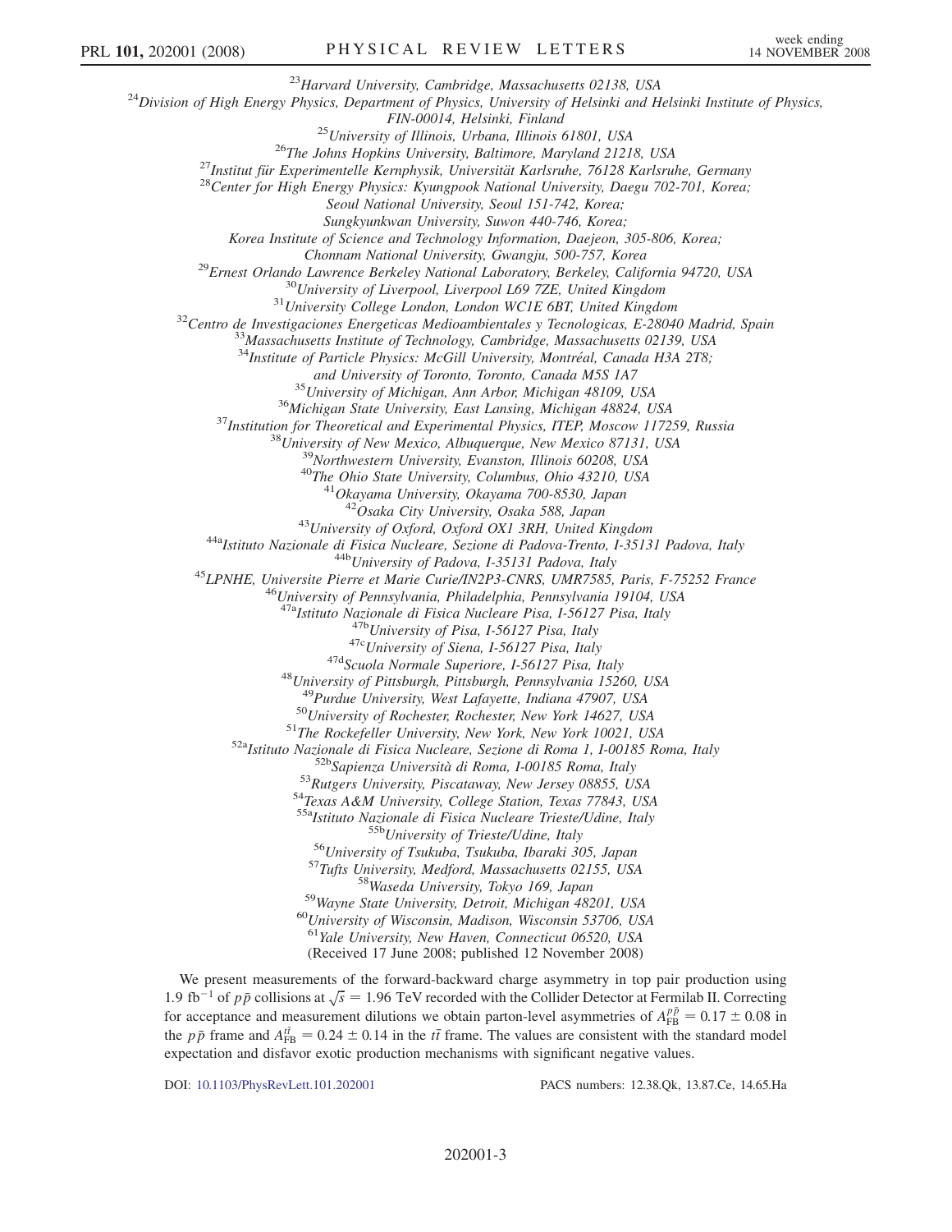[23]Harvard University, Cambridge, Massachusetts 02138, USA
[24]Division of High Energy Physics, Department of Physics, University of Helsinki and Helsinki Institute of Physics, FIN-00014, Helsinki, Finland
[25]University of Illinois, Urbana, Illinois 61801, USA
[26]The Johns Hopkins University, Baltimore, Maryland 21218, USA
[27]Institut für Experimentelle Kernphysik, Universität Karlsruhe, 76128 Karlsruhe, Germany
[28]Center for High Energy Physics: Kyungpook National University, Daegu 702-701, Korea; Seoul National University, Seoul 151-742, Korea; Sungkyunkwan University, Suwon 440-746, Korea; Korea Institute of Science and Technology Information, Daejeon, 305-806, Korea; Chonnam National University, Gwangju, 500-757, Korea
[29]Ernest Orlando Lawrence Berkeley National Laboratory, Berkeley, California 94720, USA
[30]University of Liverpool, Liverpool L69 7ZE, United Kingdom
[31]University College London, London WC1E 6BT, United Kingdom
[32]Centro de Investigaciones Energeticas Medioambientales y Tecnologicas, E-28040 Madrid, Spain
[33]Massachusetts Institute of Technology, Cambridge, Massachusetts 02139, USA
[34]Institute of Particle Physics: McGill University, Montréal, Canada H3A 2T8; and University of Toronto, Toronto, Canada M5S 1A7
[35]University of Michigan, Ann Arbor, Michigan 48109, USA
[36]Michigan State University, East Lansing, Michigan 48824, USA
[37]Institution for Theoretical and Experimental Physics, ITEP, Moscow 117259, Russia
[38]University of New Mexico, Albuquerque, New Mexico 87131, USA
[39]Northwestern University, Evanston, Illinois 60208, USA
[40]The Ohio State University, Columbus, Ohio 43210, USA
[41]Okayama University, Okayama 700-8530, Japan
[42]Osaka City University, Osaka 588, Japan
[43]University of Oxford, Oxford OX1 3RH, United Kingdom
[44a]Istituto Nazionale di Fisica Nucleare, Sezione di Padova-Trento, I-35131 Padova, Italy
[44b]University of Padova, I-35131 Padova, Italy
[45]LPNHE, Universite Pierre et Marie Curie/IN2P3-CNRS, UMR7585, Paris, F-75252 France
[46]University of Pennsylvania, Philadelphia, Pennsylvania 19104, USA
[47a]Istituto Nazionale di Fisica Nucleare Pisa, I-56127 Pisa, Italy
[47b]University of Pisa, I-56127 Pisa, Italy
[47c]University of Siena, I-56127 Pisa, Italy
[47d]Scuola Normale Superiore, I-56127 Pisa, Italy
[48]University of Pittsburgh, Pittsburgh, Pennsylvania 15260, USA
[49]Purdue University, West Lafayette, Indiana 47907, USA
[50]University of Rochester, Rochester, New York 14627, USA
[51]The Rockefeller University, New York, New York 10021, USA
[52a]Istituto Nazionale di Fisica Nucleare, Sezione di Roma 1, I-00185 Roma, Italy
[52b]Sapienza Università di Roma, I-00185 Roma, Italy
[53]Rutgers University, Piscataway, New Jersey 08855, USA
[54]Texas A&M University, College Station, Texas 77843, USA
[55a]Istituto Nazionale di Fisica Nucleare Trieste/Udine, Italy
[55b]University of Trieste/Udine, Italy
[56]University of Tsukuba, Tsukuba, Ibaraki 305, Japan
[57]Tufts University, Medford, Massachusetts 02155, USA
[58]Waseda University, Tokyo 169, Japan
[59]Wayne State University, Detroit, Michigan 48201, USA
[60]University of Wisconsin, Madison, Wisconsin 53706, USA
[61]Yale University, New Haven, Connecticut 06520, USA

(Received 17 June 2008; published 12 November 2008)

We present measurements of the forward-backward charge asymmetry in top pair production using 1.9 $\mathrm{fb}^{-1}$ of $p\bar{p}$ collisions at $\sqrt{s} = 1.96$ TeV recorded with the Collider Detector at Fermilab II. Correcting for acceptance and measurement dilutions we obtain parton-level asymmetries of $A_{\mathrm{FB}}^{p\bar{p}} = 0.17 \pm 0.08$ in the $p\bar{p}$ frame and $A_{\mathrm{FB}}^{t\bar{t}} = 0.24 \pm 0.14$ in the $t\bar{t}$ frame. The values are consistent with the standard model expectation and disfavor exotic production mechanisms with significant negative values.

DOI: 10.1103/PhysRevLett.101.202001 PACS numbers: 12.38.Qk, 13.87.Ce, 14.65.Ha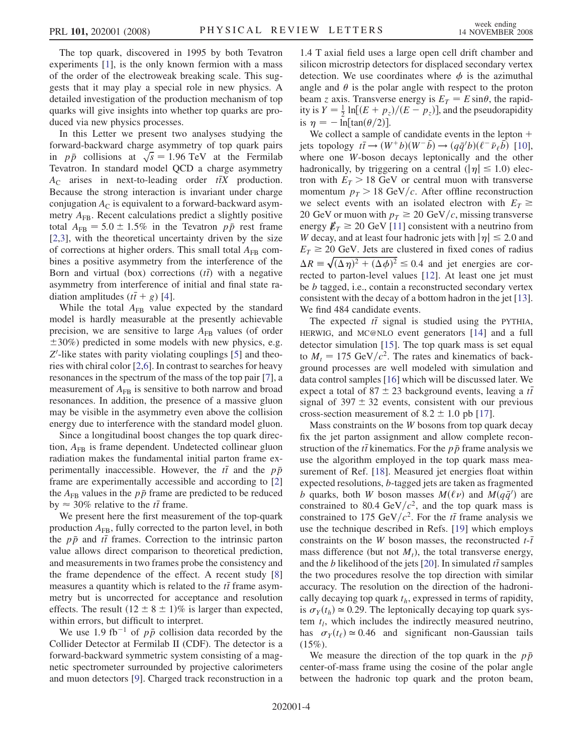The top quark, discovered in 1995 by both Tevatron experiments [1], is the only known fermion with a mass of the order of the electroweak breaking scale. This suggests that it may play a special role in new physics. A detailed investigation of the production mechanism of top quarks will give insights into whether top quarks are produced via new physics processes.

In this Letter we present two analyses studying the forward-backward charge asymmetry of top quark pairs in $p\bar{p}$ collisions at $\sqrt{s} = 1.96$ TeV at the Fermilab Tevatron. In standard model QCD a charge asymmetry $A_C$ arises in next-to-leading order $t\bar{t}X$ production. Because the strong interaction is invariant under charge conjugation $A_C$ is equivalent to a forward-backward asymmetry $A_{FB}$. Recent calculations predict a slightly positive total $A_{FB} = 5.0 \pm 1.5\%$ in the Tevatron $p\bar{p}$ rest frame [2,3], with the theoretical uncertainty driven by the size of corrections at higher orders. This small total $A_{FB}$ combines a positive asymmetry from the interference of the Born and virtual (box) corrections ($t\bar{t}$) with a negative asymmetry from interference of initial and final state radiation amplitudes ($t\bar{t} + g$) [4].

While the total $A_{FB}$ value expected by the standard model is hardly measurable at the presently achievable precision, we are sensitive to large $A_{FB}$ values (of order $\pm 30\%$) predicted in some models with new physics, e.g. $Z'$-like states with parity violating couplings [5] and theories with chiral color [2,6]. In contrast to searches for heavy resonances in the spectrum of the mass of the top pair [7], a measurement of $A_{FB}$ is sensitive to both narrow and broad resonances. In addition, the presence of a massive gluon may be visible in the asymmetry even above the collision energy due to interference with the standard model gluon.

Since a longitudinal boost changes the top quark direction, $A_{FB}$ is frame dependent. Undetected collinear gluon radiation makes the fundamental initial parton frame experimentally inaccessible. However, the $t\bar{t}$ and the $p\bar{p}$ frame are experimentally accessible and according to [2] the $A_{FB}$ values in the $p\bar{p}$ frame are predicted to be reduced by $\approx 30\%$ relative to the $t\bar{t}$ frame.

We present here the first measurement of the top-quark production $A_{FB}$, fully corrected to the parton level, in both the $p\bar{p}$ and $t\bar{t}$ frames. Correction to the intrinsic parton value allows direct comparison to theoretical prediction, and measurements in two frames probe the consistency and the frame dependence of the effect. A recent study [8] measures a quantity which is related to the $t\bar{t}$ frame asymmetry but is uncorrected for acceptance and resolution effects. The result $(12 \pm 8 \pm 1)\%$ is larger than expected, within errors, but difficult to interpret.

We use 1.9 fb$^{-1}$ of $p\bar{p}$ collision data recorded by the Collider Detector at Fermilab II (CDF). The detector is a forward-backward symmetric system consisting of a magnetic spectrometer surrounded by projective calorimeters and muon detectors [9]. Charged track reconstruction in a 1.4 T axial field uses a large open cell drift chamber and silicon microstrip detectors for displaced secondary vertex detection. We use coordinates where $\phi$ is the azimuthal angle and $\theta$ is the polar angle with respect to the proton beam $z$ axis. Transverse energy is $E_T = E \sin\theta$, the rapidity is $Y = \frac{1}{2}\ln[(E + p_z)/(E - p_z)]$, and the pseudorapidity is $\eta = -\ln[\tan(\theta/2)]$.

We collect a sample of candidate events in the lepton + jets topology $t\bar{t} \to (W^+ b)(W^- \bar{b}) \to (q\bar{q}'b)(\ell^- \bar{\nu}_\ell \bar{b})$ [10], where one $W$-boson decays leptonically and the other hadronically, by triggering on a central ($|\eta| \leq 1.0$) electron with $E_T > 18$ GeV or central muon with transverse momentum $p_T > 18$ GeV$/c$. After offline reconstruction we select events with an isolated electron with $E_T \geq 20$ GeV or muon with $p_T \geq 20$ GeV$/c$, missing transverse energy $\not{E}_T \geq 20$ GeV [11] consistent with a neutrino from $W$ decay, and at least four hadronic jets with $|\eta| \leq 2.0$ and $E_T \geq 20$ GeV. Jets are clustered in fixed cones of radius $\Delta R \equiv \sqrt{(\Delta\eta)^2 + (\Delta\phi)^2} \leq 0.4$ and jet energies are corrected to parton-level values [12]. At least one jet must be $b$ tagged, i.e., contain a reconstructed secondary vertex consistent with the decay of a bottom hadron in the jet [13]. We find 484 candidate events.

The expected $t\bar{t}$ signal is studied using the PYTHIA, HERWIG, and MC@NLO event generators [14] and a full detector simulation [15]. The top quark mass is set equal to $M_t = 175$ GeV$/c^2$. The rates and kinematics of background processes are well modeled with simulation and data control samples [16] which will be discussed later. We expect a total of $87 \pm 23$ background events, leaving a $t\bar{t}$ signal of $397 \pm 32$ events, consistent with our previous cross-section measurement of $8.2 \pm 1.0$ pb [17].

Mass constraints on the $W$ bosons from top quark decay fix the jet parton assignment and allow complete reconstruction of the $t\bar{t}$ kinematics. For the $p\bar{p}$ frame analysis we use the algorithm employed in the top quark mass measurement of Ref. [18]. Measured jet energies float within expected resolutions, $b$-tagged jets are taken as fragmented $b$ quarks, both $W$ boson masses $M(\ell\nu)$ and $M(q\bar{q}')$ are constrained to 80.4 GeV$/c^2$, and the top quark mass is constrained to 175 GeV$/c^2$. For the $t\bar{t}$ frame analysis we use the technique described in Refs. [19] which employs constraints on the $W$ boson masses, the reconstructed $t$-$\bar{t}$ mass difference (but not $M_t$), the total transverse energy, and the $b$ likelihood of the jets [20]. In simulated $t\bar{t}$ samples the two procedures resolve the top direction with similar accuracy. The resolution on the direction of the hadronically decaying top quark $t_h$, expressed in terms of rapidity, is $\sigma_Y(t_h) \simeq 0.29$. The leptonically decaying top quark system $t_l$, which includes the indirectly measured neutrino, has $\sigma_Y(t_\ell) \simeq 0.46$ and significant non-Gaussian tails (15%).

We measure the direction of the top quark in the $p\bar{p}$ center-of-mass frame using the cosine of the polar angle between the hadronic top quark and the proton beam,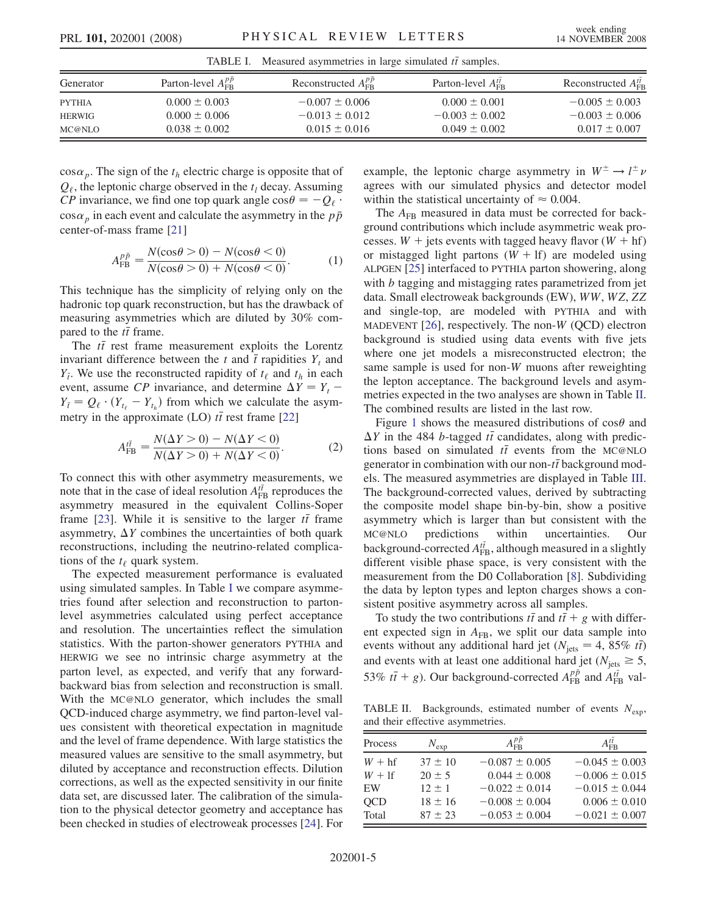TABLE I. Measured asymmetries in large simulated $t\bar{t}$ samples.

| Generator | Parton-level $A_{\rm FB}^{p\bar{p}}$ | Reconstructed $A_{\rm FB}^{p\bar{p}}$ | Parton-level $A_{\rm FB}^{t\bar{t}}$ | Reconstructed $A_{\rm FB}^{t\bar{t}}$ |
|---|---|---|---|---|
| PYTHIA | $0.000 \pm 0.003$ | $-0.007 \pm 0.006$ | $0.000 \pm 0.001$ | $-0.005 \pm 0.003$ |
| HERWIG | $0.000 \pm 0.006$ | $-0.013 \pm 0.012$ | $-0.003 \pm 0.002$ | $-0.003 \pm 0.006$ |
| MC@NLO | $0.038 \pm 0.002$ | $0.015 \pm 0.016$ | $0.049 \pm 0.002$ | $0.017 \pm 0.007$ |

$\cos\alpha_p$. The sign of the $t_h$ electric charge is opposite that of $Q_\ell$, the leptonic charge observed in the $t_l$ decay. Assuming $CP$ invariance, we find one top quark angle $\cos\theta = -Q_\ell \cdot \cos\alpha_p$ in each event and calculate the asymmetry in the $p\bar{p}$ center-of-mass frame [21]

$$A_{\rm FB}^{p\bar{p}} = \frac{N(\cos\theta > 0) - N(\cos\theta < 0)}{N(\cos\theta > 0) + N(\cos\theta < 0)}. \qquad (1)$$

This technique has the simplicity of relying only on the hadronic top quark reconstruction, but has the drawback of measuring asymmetries which are diluted by 30% compared to the $t\bar{t}$ frame.

The $t\bar{t}$ rest frame measurement exploits the Lorentz invariant difference between the $t$ and $\bar{t}$ rapidities $Y_t$ and $Y_{\bar{t}}$. We use the reconstructed rapidity of $t_\ell$ and $t_h$ in each event, assume $CP$ invariance, and determine $\Delta Y = Y_t - Y_{\bar{t}} = Q_\ell \cdot (Y_{t_\ell} - Y_{t_h})$ from which we calculate the asymmetry in the approximate (LO) $t\bar{t}$ rest frame [22]

$$A_{\rm FB}^{t\bar{t}} = \frac{N(\Delta Y > 0) - N(\Delta Y < 0)}{N(\Delta Y > 0) + N(\Delta Y < 0)}. \qquad (2)$$

To connect this with other asymmetry measurements, we note that in the case of ideal resolution $A_{\rm FB}^{t\bar{t}}$ reproduces the asymmetry measured in the equivalent Collins-Soper frame [23]. While it is sensitive to the larger $t\bar{t}$ frame asymmetry, $\Delta Y$ combines the uncertainties of both quark reconstructions, including the neutrino-related complications of the $t_\ell$ quark system.

The expected measurement performance is evaluated using simulated samples. In Table I we compare asymmetries found after selection and reconstruction to parton-level asymmetries calculated using perfect acceptance and resolution. The uncertainties reflect the simulation statistics. With the parton-shower generators PYTHIA and HERWIG we see no intrinsic charge asymmetry at the parton level, as expected, and verify that any forward-backward bias from selection and reconstruction is small. With the MC@NLO generator, which includes the small QCD-induced charge asymmetry, we find parton-level values consistent with theoretical expectation in magnitude and the level of frame dependence. With large statistics the measured values are sensitive to the small asymmetry, but diluted by acceptance and reconstruction effects. Dilution corrections, as well as the expected sensitivity in our finite data set, are discussed later. The calibration of the simulation to the physical detector geometry and acceptance has been checked in studies of electroweak processes [24]. For example, the leptonic charge asymmetry in $W^\pm \to l^\pm\nu$ agrees with our simulated physics and detector model within the statistical uncertainty of $\approx 0.004$.

The $A_{\rm FB}$ measured in data must be corrected for background contributions which include asymmetric weak processes. $W$ + jets events with tagged heavy flavor ($W$ + hf) or mistagged light partons ($W$ + lf) are modeled using ALPGEN [25] interfaced to PYTHIA parton showering, along with $b$ tagging and mistagging rates parametrized from jet data. Small electroweak backgrounds (EW), $WW$, $WZ$, $ZZ$ and single-top, are modeled with PYTHIA and with MADEVENT [26], respectively. The non-$W$ (QCD) electron background is studied using data events with five jets where one jet models a misreconstructed electron; the same sample is used for non-$W$ muons after reweighting the lepton acceptance. The background levels and asymmetries expected in the two analyses are shown in Table II. The combined results are listed in the last row.

Figure 1 shows the measured distributions of $\cos\theta$ and $\Delta Y$ in the 484 $b$-tagged $t\bar{t}$ candidates, along with predictions based on simulated $t\bar{t}$ events from the MC@NLO generator in combination with our non-$t\bar{t}$ background models. The measured asymmetries are displayed in Table III. The background-corrected values, derived by subtracting the composite model shape bin-by-bin, show a positive asymmetry which is larger than but consistent with the MC@NLO predictions within uncertainties. Our background-corrected $A_{\rm FB}^{t\bar{t}}$, although measured in a slightly different visible phase space, is very consistent with the measurement from the D0 Collaboration [8]. Subdividing the data by lepton types and lepton charges shows a consistent positive asymmetry across all samples.

To study the two contributions $t\bar{t}$ and $t\bar{t} + g$ with different expected sign in $A_{\rm FB}$, we split our data sample into events without any additional hard jet ($N_{\rm jets} = 4$, 85% $t\bar{t}$) and events with at least one additional hard jet ($N_{\rm jets} \geq 5$, 53% $t\bar{t} + g$). Our background-corrected $A_{\rm FB}^{p\bar{p}}$ and $A_{\rm FB}^{t\bar{t}}$ val-

TABLE II. Backgrounds, estimated number of events $N_{\rm exp}$, and their effective asymmetries.

| Process | $N_{\rm exp}$ | $A_{\rm FB}^{p\bar{p}}$ | $A_{\rm FB}^{t\bar{t}}$ |
|---|---|---|---|
| $W$ + hf | $37 \pm 10$ | $-0.087 \pm 0.005$ | $-0.045 \pm 0.003$ |
| $W$ + lf | $20 \pm 5$ | $0.044 \pm 0.008$ | $-0.006 \pm 0.015$ |
| EW | $12 \pm 1$ | $-0.022 \pm 0.014$ | $-0.015 \pm 0.044$ |
| QCD | $18 \pm 16$ | $-0.008 \pm 0.004$ | $0.006 \pm 0.010$ |
| Total | $87 \pm 23$ | $-0.053 \pm 0.004$ | $-0.021 \pm 0.007$ |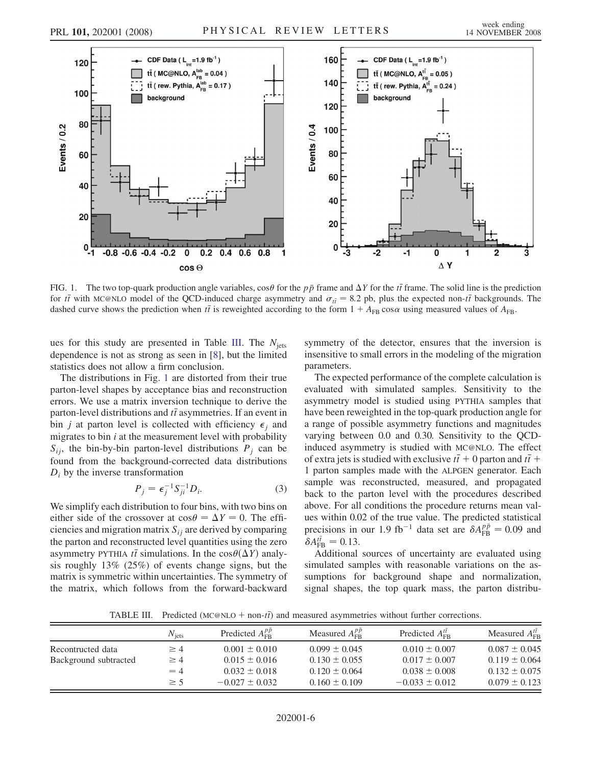FIG. 1. The two top-quark production angle variables, $\cos\theta$ for the $p\bar{p}$ frame and $\Delta Y$ for the $t\bar{t}$ frame. The solid line is the prediction for $t\bar{t}$ with MC@NLO model of the QCD-induced charge asymmetry and $\sigma_{t\bar{t}} = 8.2$ pb, plus the expected non-$t\bar{t}$ backgrounds. The dashed curve shows the prediction when $t\bar{t}$ is reweighted according to the form $1 + A_{\rm FB}\cos\alpha$ using measured values of $A_{\rm FB}$.

ues for this study are presented in Table III. The $N_{\rm jets}$ dependence is not as strong as seen in [8], but the limited statistics does not allow a firm conclusion.

The distributions in Fig. 1 are distorted from their true parton-level shapes by acceptance bias and reconstruction errors. We use a matrix inversion technique to derive the parton-level distributions and $t\bar{t}$ asymmetries. If an event in bin $j$ at parton level is collected with efficiency $\epsilon_j$ and migrates to bin $i$ at the measurement level with probability $S_{ij}$, the bin-by-bin parton-level distributions $P_j$ can be found from the background-corrected data distributions $D_i$ by the inverse transformation

$$P_j = \epsilon_j^{-1} S_{ji}^{-1} D_i. \tag{3}$$

We simplify each distribution to four bins, with two bins on either side of the crossover at $\cos\theta = \Delta Y = 0$. The efficiencies and migration matrix $S_{ij}$ are derived by comparing the parton and reconstructed level quantities using the zero asymmetry PYTHIA $t\bar{t}$ simulations. In the $\cos\theta(\Delta Y)$ analysis roughly 13% (25%) of events change signs, but the matrix is symmetric within uncertainties. The symmetry of the matrix, which follows from the forward-backward symmetry of the detector, ensures that the inversion is insensitive to small errors in the modeling of the migration parameters.

The expected performance of the complete calculation is evaluated with simulated samples. Sensitivity to the asymmetry model is studied using PYTHIA samples that have been reweighted in the top-quark production angle for a range of possible asymmetry functions and magnitudes varying between 0.0 and 0.30. Sensitivity to the QCD-induced asymmetry is studied with MC@NLO. The effect of extra jets is studied with exclusive $t\bar{t} + 0$ parton and $t\bar{t} + 1$ parton samples made with the ALPGEN generator. Each sample was reconstructed, measured, and propagated back to the parton level with the procedures described above. For all conditions the procedure returns mean values within 0.02 of the true value. The predicted statistical precisions in our 1.9 fb$^{-1}$ data set are $\delta A_{\rm FB}^{p\bar{p}} = 0.09$ and $\delta A_{\rm FB}^{t\bar{t}} = 0.13$.

Additional sources of uncertainty are evaluated using simulated samples with reasonable variations on the assumptions for background shape and normalization, signal shapes, the top quark mass, the parton distribu-

TABLE III. Predicted (MC@NLO + non-$t\bar{t}$) and measured asymmetries without further corrections.

| | $N_{\rm jets}$ | Predicted $A_{\rm FB}^{p\bar{p}}$ | Measured $A_{\rm FB}^{p\bar{p}}$ | Predicted $A_{\rm FB}^{t\bar{t}}$ | Measured $A_{\rm FB}^{t\bar{t}}$ |
|---|---|---|---|---|---|
| Recontructed data | $\geq 4$ | $0.001 \pm 0.010$ | $0.099 \pm 0.045$ | $0.010 \pm 0.007$ | $0.087 \pm 0.045$ |
| Background subtracted | $\geq 4$ | $0.015 \pm 0.016$ | $0.130 \pm 0.055$ | $0.017 \pm 0.007$ | $0.119 \pm 0.064$ |
| | $= 4$ | $0.032 \pm 0.018$ | $0.120 \pm 0.064$ | $0.038 \pm 0.008$ | $0.132 \pm 0.075$ |
| | $\geq 5$ | $-0.027 \pm 0.032$ | $0.160 \pm 0.109$ | $-0.033 \pm 0.012$ | $0.079 \pm 0.123$ |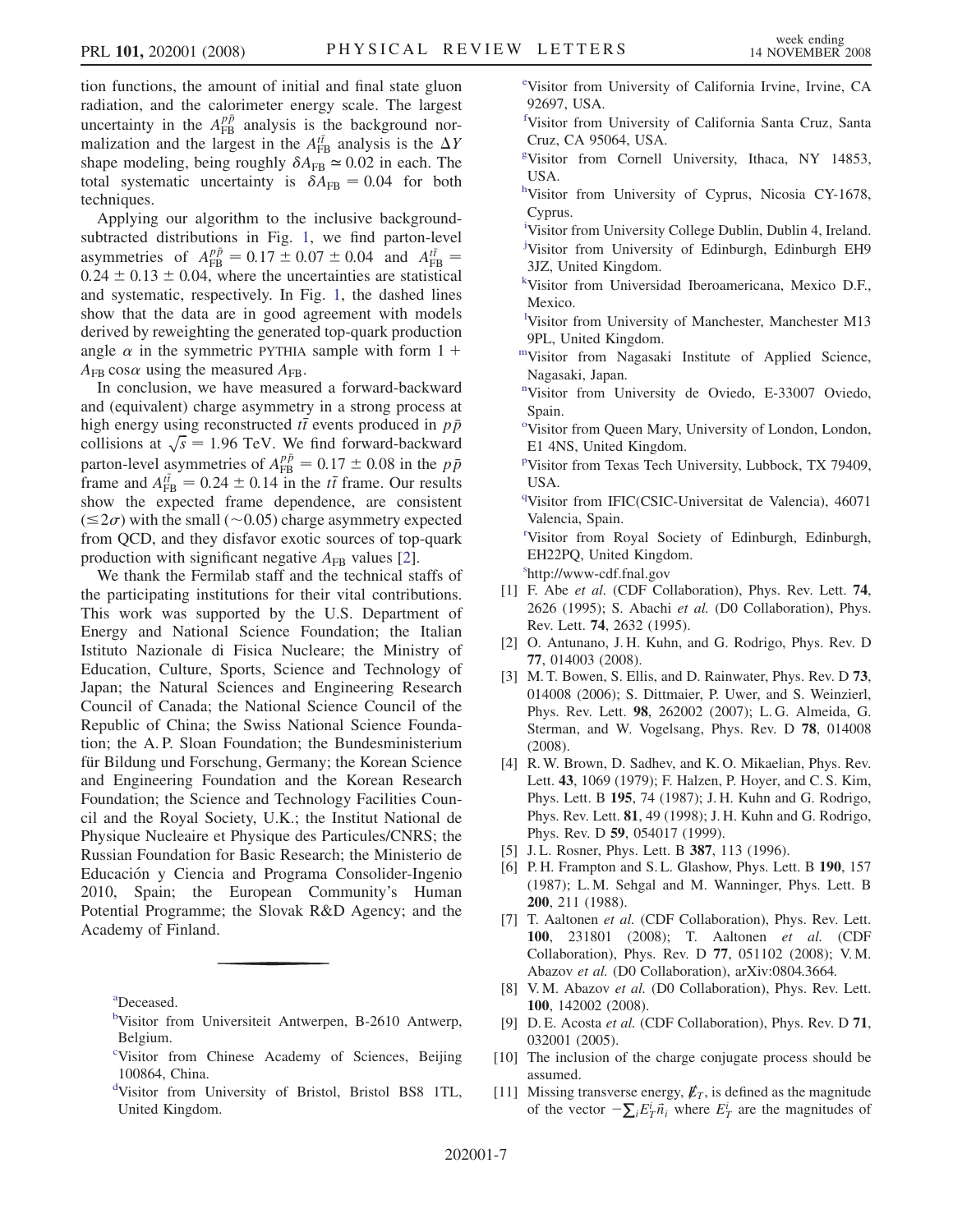tion functions, the amount of initial and final state gluon radiation, and the calorimeter energy scale. The largest uncertainty in the $A_{FB}^{p\bar{p}}$ analysis is the background normalization and the largest in the $A_{FB}^{t\bar{t}}$ analysis is the $\Delta Y$ shape modeling, being roughly $\delta A_{FB} \simeq 0.02$ in each. The total systematic uncertainty is $\delta A_{FB} = 0.04$ for both techniques.

Applying our algorithm to the inclusive background-subtracted distributions in Fig. 1, we find parton-level asymmetries of $A_{FB}^{p\bar{p}} = 0.17 \pm 0.07 \pm 0.04$ and $A_{FB}^{t\bar{t}} = 0.24 \pm 0.13 \pm 0.04$, where the uncertainties are statistical and systematic, respectively. In Fig. 1, the dashed lines show that the data are in good agreement with models derived by reweighting the generated top-quark production angle $\alpha$ in the symmetric PYTHIA sample with form $1 + A_{FB} \cos\alpha$ using the measured $A_{FB}$.

In conclusion, we have measured a forward-backward and (equivalent) charge asymmetry in a strong process at high energy using reconstructed $t\bar{t}$ events produced in $p\bar{p}$ collisions at $\sqrt{s} = 1.96$ TeV. We find forward-backward parton-level asymmetries of $A_{FB}^{p\bar{p}} = 0.17 \pm 0.08$ in the $p\bar{p}$ frame and $A_{FB}^{t\bar{t}} = 0.24 \pm 0.14$ in the $t\bar{t}$ frame. Our results show the expected frame dependence, are consistent ($\lesssim 2\sigma$) with the small ($\sim 0.05$) charge asymmetry expected from QCD, and they disfavor exotic sources of top-quark production with significant negative $A_{FB}$ values [2].

We thank the Fermilab staff and the technical staffs of the participating institutions for their vital contributions. This work was supported by the U.S. Department of Energy and National Science Foundation; the Italian Istituto Nazionale di Fisica Nucleare; the Ministry of Education, Culture, Sports, Science and Technology of Japan; the Natural Sciences and Engineering Research Council of Canada; the National Science Council of the Republic of China; the Swiss National Science Foundation; the A. P. Sloan Foundation; the Bundesministerium für Bildung und Forschung, Germany; the Korean Science and Engineering Foundation and the Korean Research Foundation; the Science and Technology Facilities Council and the Royal Society, U.K.; the Institut National de Physique Nucleaire et Physique des Particules/CNRS; the Russian Foundation for Basic Research; the Ministerio de Educación y Ciencia and Programa Consolider-Ingenio 2010, Spain; the European Community's Human Potential Programme; the Slovak R&D Agency; and the Academy of Finland.

---

[a] Deceased.

[b] Visitor from Universiteit Antwerpen, B-2610 Antwerp, Belgium.

[c] Visitor from Chinese Academy of Sciences, Beijing 100864, China.

[d] Visitor from University of Bristol, Bristol BS8 1TL, United Kingdom.

[e] Visitor from University of California Irvine, Irvine, CA 92697, USA.

[f] Visitor from University of California Santa Cruz, Santa Cruz, CA 95064, USA.

[g] Visitor from Cornell University, Ithaca, NY 14853, USA.

[h] Visitor from University of Cyprus, Nicosia CY-1678, Cyprus.

[i] Visitor from University College Dublin, Dublin 4, Ireland.

[j] Visitor from University of Edinburgh, Edinburgh EH9 3JZ, United Kingdom.

[k] Visitor from Universidad Iberoamericana, Mexico D.F., Mexico.

[l] Visitor from University of Manchester, Manchester M13 9PL, United Kingdom.

[m] Visitor from Nagasaki Institute of Applied Science, Nagasaki, Japan.

[n] Visitor from University de Oviedo, E-33007 Oviedo, Spain.

[o] Visitor from Queen Mary, University of London, London, E1 4NS, United Kingdom.

[p] Visitor from Texas Tech University, Lubbock, TX 79409, USA.

[q] Visitor from IFIC(CSIC-Universitat de Valencia), 46071 Valencia, Spain.

[r] Visitor from Royal Society of Edinburgh, Edinburgh, EH22PQ, United Kingdom.

[s] http://www-cdf.fnal.gov

[1] F. Abe *et al.* (CDF Collaboration), Phys. Rev. Lett. **74**, 2626 (1995); S. Abachi *et al.* (D0 Collaboration), Phys. Rev. Lett. **74**, 2632 (1995).

[2] O. Antunano, J. H. Kuhn, and G. Rodrigo, Phys. Rev. D **77**, 014003 (2008).

[3] M. T. Bowen, S. Ellis, and D. Rainwater, Phys. Rev. D **73**, 014008 (2006); S. Dittmaier, P. Uwer, and S. Weinzierl, Phys. Rev. Lett. **98**, 262002 (2007); L. G. Almeida, G. Sterman, and W. Vogelsang, Phys. Rev. D **78**, 014008 (2008).

[4] R. W. Brown, D. Sadhev, and K. O. Mikaelian, Phys. Rev. Lett. **43**, 1069 (1979); F. Halzen, P. Hoyer, and C. S. Kim, Phys. Lett. B **195**, 74 (1987); J. H. Kuhn and G. Rodrigo, Phys. Rev. Lett. **81**, 49 (1998); J. H. Kuhn and G. Rodrigo, Phys. Rev. D **59**, 054017 (1999).

[5] J. L. Rosner, Phys. Lett. B **387**, 113 (1996).

[6] P. H. Frampton and S. L. Glashow, Phys. Lett. B **190**, 157 (1987); L. M. Sehgal and M. Wanninger, Phys. Lett. B **200**, 211 (1988).

[7] T. Aaltonen *et al.* (CDF Collaboration), Phys. Rev. Lett. **100**, 231801 (2008); T. Aaltonen *et al.* (CDF Collaboration), Phys. Rev. D **77**, 051102 (2008); V. M. Abazov *et al.* (D0 Collaboration), arXiv:0804.3664.

[8] V. M. Abazov *et al.* (D0 Collaboration), Phys. Rev. Lett. **100**, 142002 (2008).

[9] D. E. Acosta *et al.* (CDF Collaboration), Phys. Rev. D **71**, 032001 (2005).

[10] The inclusion of the charge conjugate process should be assumed.

[11] Missing transverse energy, $\not{E}_T$, is defined as the magnitude of the vector $-\sum_i E_T^i \vec{n}_i$ where $E_T^i$ are the magnitudes of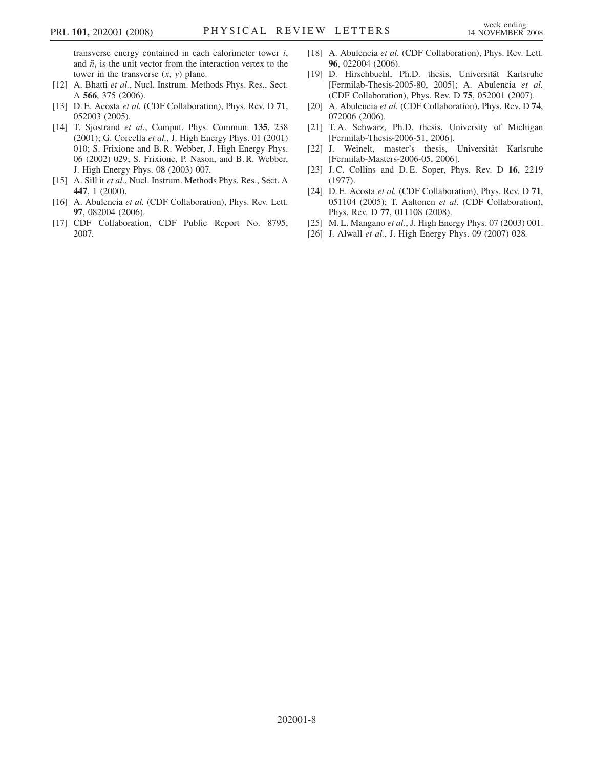transverse energy contained in each calorimeter tower $i$, and $\vec{n}_i$ is the unit vector from the interaction vertex to the tower in the transverse ($x$, $y$) plane.

[12] A. Bhatti *et al.*, Nucl. Instrum. Methods Phys. Res., Sect. A **566**, 375 (2006).

[13] D. E. Acosta *et al.* (CDF Collaboration), Phys. Rev. D **71**, 052003 (2005).

[14] T. Sjostrand *et al.*, Comput. Phys. Commun. **135**, 238 (2001); G. Corcella *et al.*, J. High Energy Phys. 01 (2001) 010; S. Frixione and B. R. Webber, J. High Energy Phys. 06 (2002) 029; S. Frixione, P. Nason, and B. R. Webber, J. High Energy Phys. 08 (2003) 007.

[15] A. Sill it *et al.*, Nucl. Instrum. Methods Phys. Res., Sect. A **447**, 1 (2000).

[16] A. Abulencia *et al.* (CDF Collaboration), Phys. Rev. Lett. **97**, 082004 (2006).

[17] CDF Collaboration, CDF Public Report No. 8795, 2007.

[18] A. Abulencia *et al.* (CDF Collaboration), Phys. Rev. Lett. **96**, 022004 (2006).

[19] D. Hirschbuehl, Ph.D. thesis, Universität Karlsruhe [Fermilab-Thesis-2005-80, 2005]; A. Abulencia *et al.* (CDF Collaboration), Phys. Rev. D **75**, 052001 (2007).

[20] A. Abulencia *et al.* (CDF Collaboration), Phys. Rev. D **74**, 072006 (2006).

[21] T. A. Schwarz, Ph.D. thesis, University of Michigan [Fermilab-Thesis-2006-51, 2006].

[22] J. Weinelt, master's thesis, Universität Karlsruhe [Fermilab-Masters-2006-05, 2006].

[23] J. C. Collins and D. E. Soper, Phys. Rev. D **16**, 2219 (1977).

[24] D. E. Acosta *et al.* (CDF Collaboration), Phys. Rev. D **71**, 051104 (2005); T. Aaltonen *et al.* (CDF Collaboration), Phys. Rev. D **77**, 011108 (2008).

[25] M. L. Mangano *et al.*, J. High Energy Phys. 07 (2003) 001.

[26] J. Alwall *et al.*, J. High Energy Phys. 09 (2007) 028.